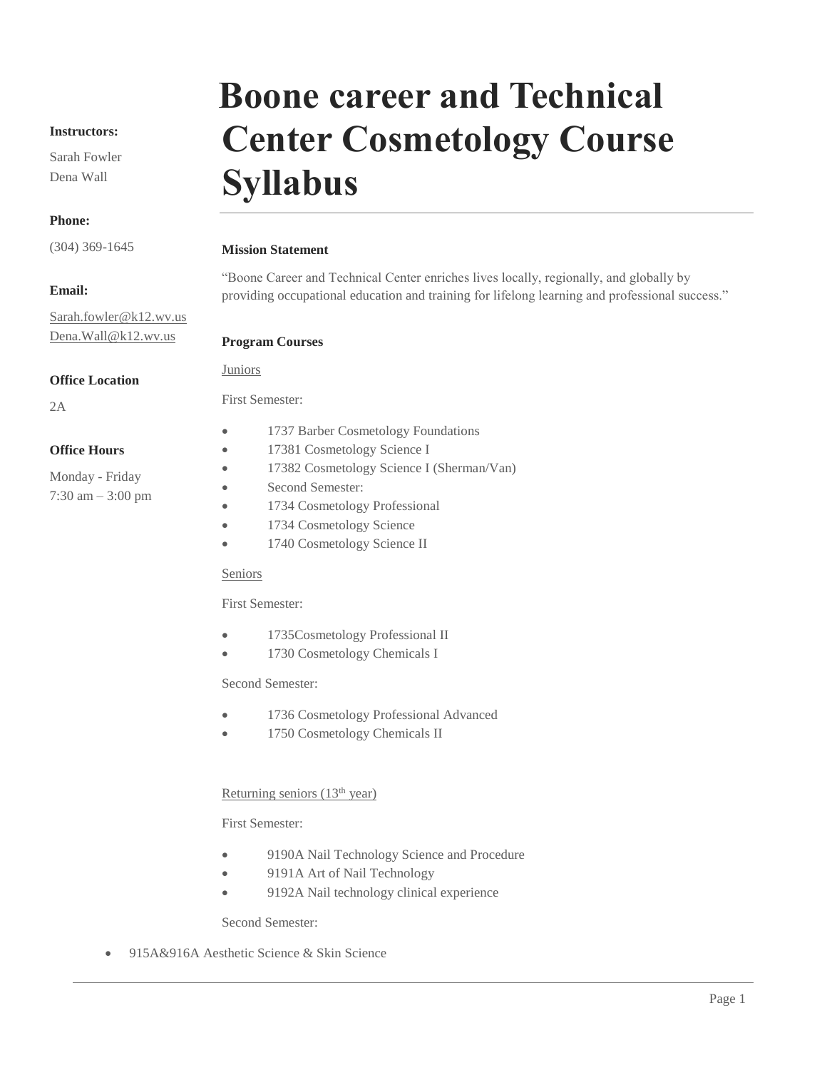# Boone career and Technical Center Cosmetology Course Syllabus

**Instructors:**

Sarah Fowler
Dena Wall

**Phone:**

(304) 369-1645

**Email:**

Sarah.fowler@k12.wv.us
Dena.Wall@k12.wv.us

**Office Location**

2A

**Office Hours**

Monday - Friday
7:30 am – 3:00 pm

**Mission Statement**

"Boone Career and Technical Center enriches lives locally, regionally, and globally by providing occupational education and training for lifelong learning and professional success."

**Program Courses**

Juniors

First Semester:

- 1737 Barber Cosmetology Foundations
- 17381 Cosmetology Science I
- 17382 Cosmetology Science I (Sherman/Van)
- Second Semester:
- 1734 Cosmetology Professional
- 1734 Cosmetology Science
- 1740 Cosmetology Science II

Seniors

First Semester:

- 1735Cosmetology Professional II
- 1730 Cosmetology Chemicals I

Second Semester:

- 1736 Cosmetology Professional Advanced
- 1750 Cosmetology Chemicals II

Returning seniors (13th year)

First Semester:

- 9190A Nail Technology Science and Procedure
- 9191A Art of Nail Technology
- 9192A Nail technology clinical experience

Second Semester:

- 915A&916A Aesthetic Science & Skin Science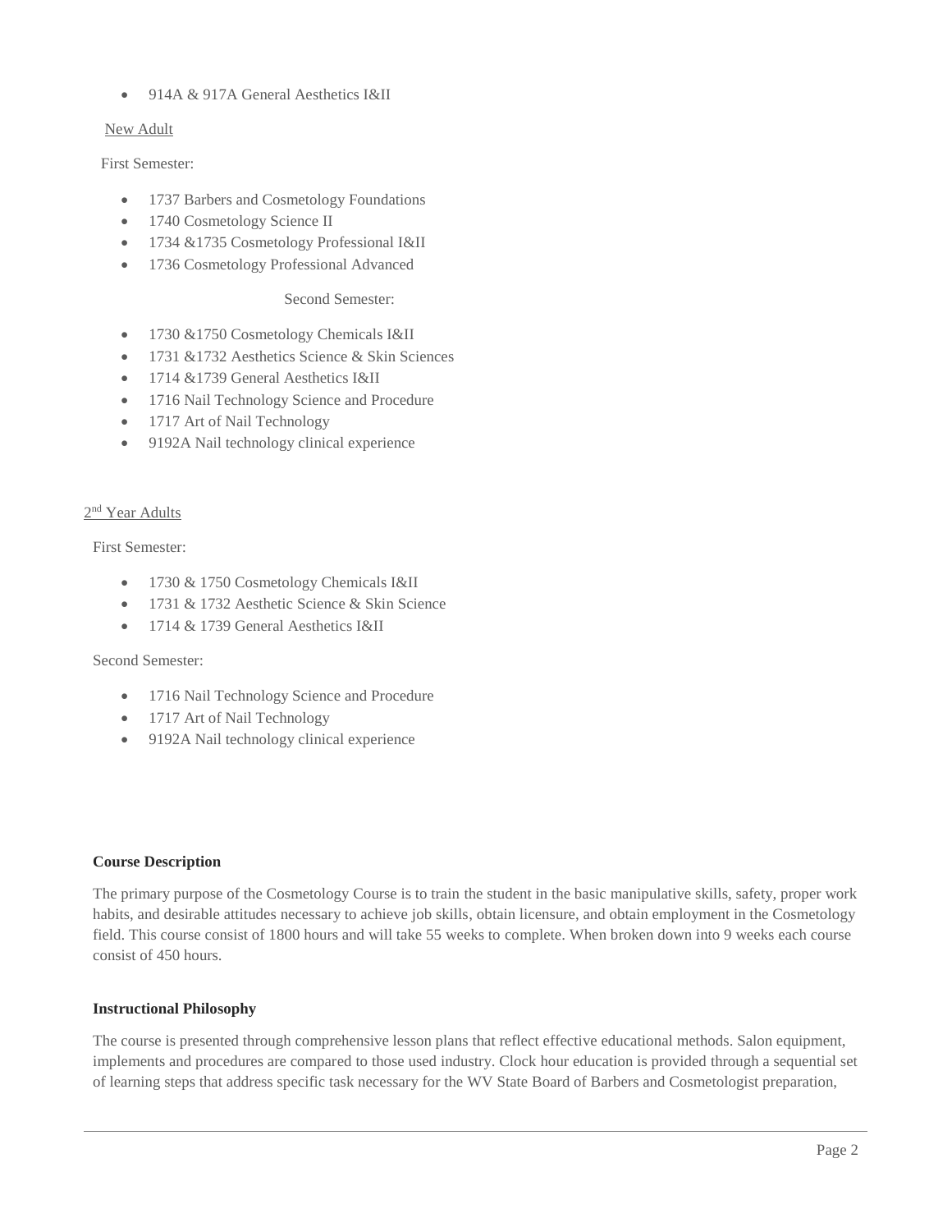- 914A & 917A General Aesthetics I&II

New Adult

First Semester:

- 1737 Barbers and Cosmetology Foundations
- 1740 Cosmetology Science II
- 1734 &1735 Cosmetology Professional I&II
- 1736 Cosmetology Professional Advanced

Second Semester:

- 1730 &1750 Cosmetology Chemicals I&II
- 1731 &1732 Aesthetics Science & Skin Sciences
- 1714 &1739 General Aesthetics I&II
- 1716 Nail Technology Science and Procedure
- 1717 Art of Nail Technology
- 9192A Nail technology clinical experience

2nd Year Adults

First Semester:

- 1730 & 1750 Cosmetology Chemicals I&II
- 1731 & 1732 Aesthetic Science & Skin Science
- 1714 & 1739 General Aesthetics I&II

Second Semester:

- 1716 Nail Technology Science and Procedure
- 1717 Art of Nail Technology
- 9192A Nail technology clinical experience

**Course Description**

The primary purpose of the Cosmetology Course is to train the student in the basic manipulative skills, safety, proper work habits, and desirable attitudes necessary to achieve job skills, obtain licensure, and obtain employment in the Cosmetology field. This course consist of 1800 hours and will take 55 weeks to complete. When broken down into 9 weeks each course consist of 450 hours.

**Instructional Philosophy**

The course is presented through comprehensive lesson plans that reflect effective educational methods. Salon equipment, implements and procedures are compared to those used industry. Clock hour education is provided through a sequential set of learning steps that address specific task necessary for the WV State Board of Barbers and Cosmetologist preparation,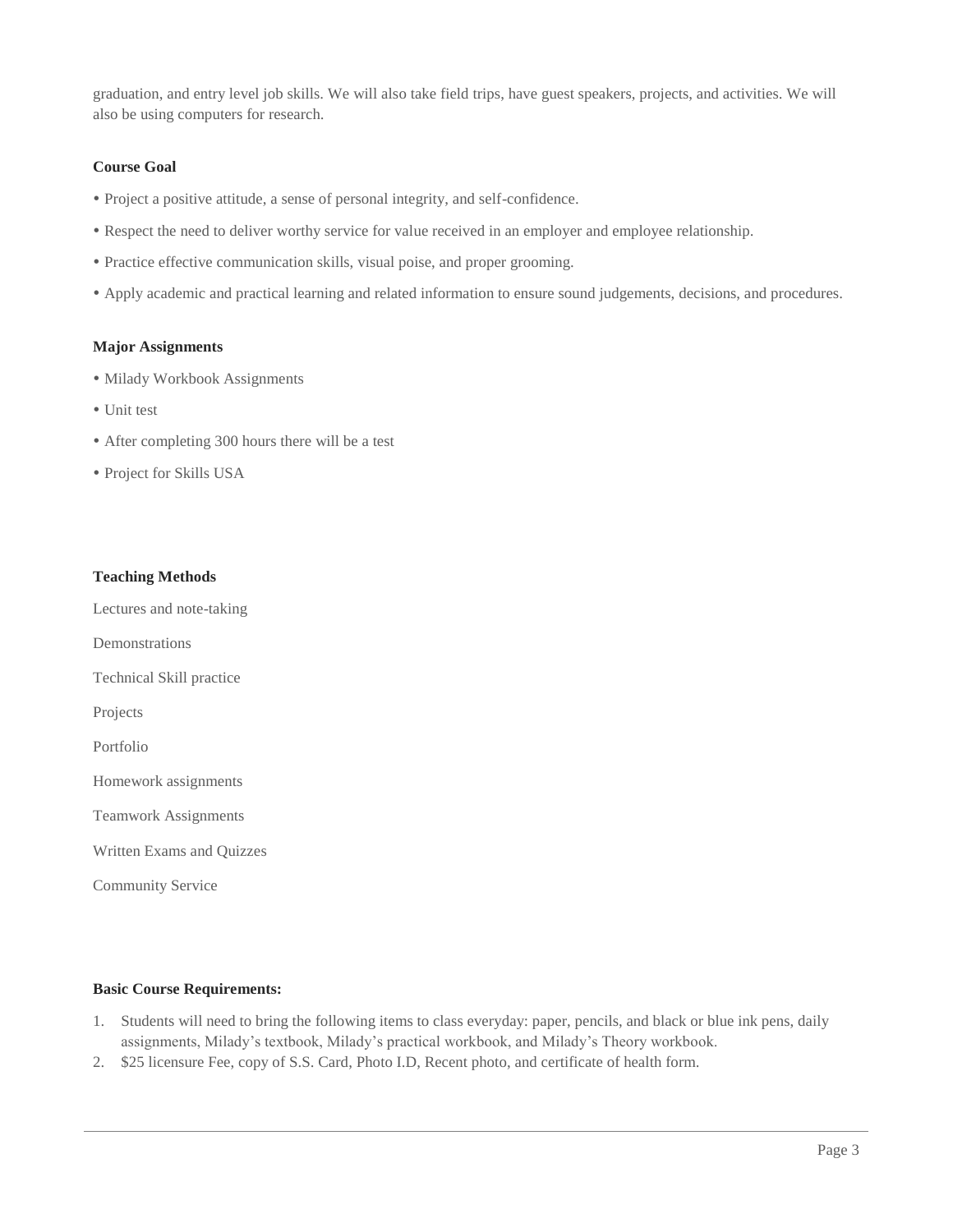graduation, and entry level job skills. We will also take field trips, have guest speakers, projects, and activities. We will also be using computers for research.

**Course Goal**

- Project a positive attitude, a sense of personal integrity, and self-confidence.
- Respect the need to deliver worthy service for value received in an employer and employee relationship.
- Practice effective communication skills, visual poise, and proper grooming.
- Apply academic and practical learning and related information to ensure sound judgements, decisions, and procedures.

**Major Assignments**

- Milady Workbook Assignments
- Unit test
- After completing 300 hours there will be a test
- Project for Skills USA

**Teaching Methods**

Lectures and note-taking

Demonstrations

Technical Skill practice

Projects

Portfolio

Homework assignments

Teamwork Assignments

Written Exams and Quizzes

Community Service

**Basic Course Requirements:**

1. Students will need to bring the following items to class everyday: paper, pencils, and black or blue ink pens, daily assignments, Milady's textbook, Milady's practical workbook, and Milady's Theory workbook.
2. $25 licensure Fee, copy of S.S. Card, Photo I.D, Recent photo, and certificate of health form.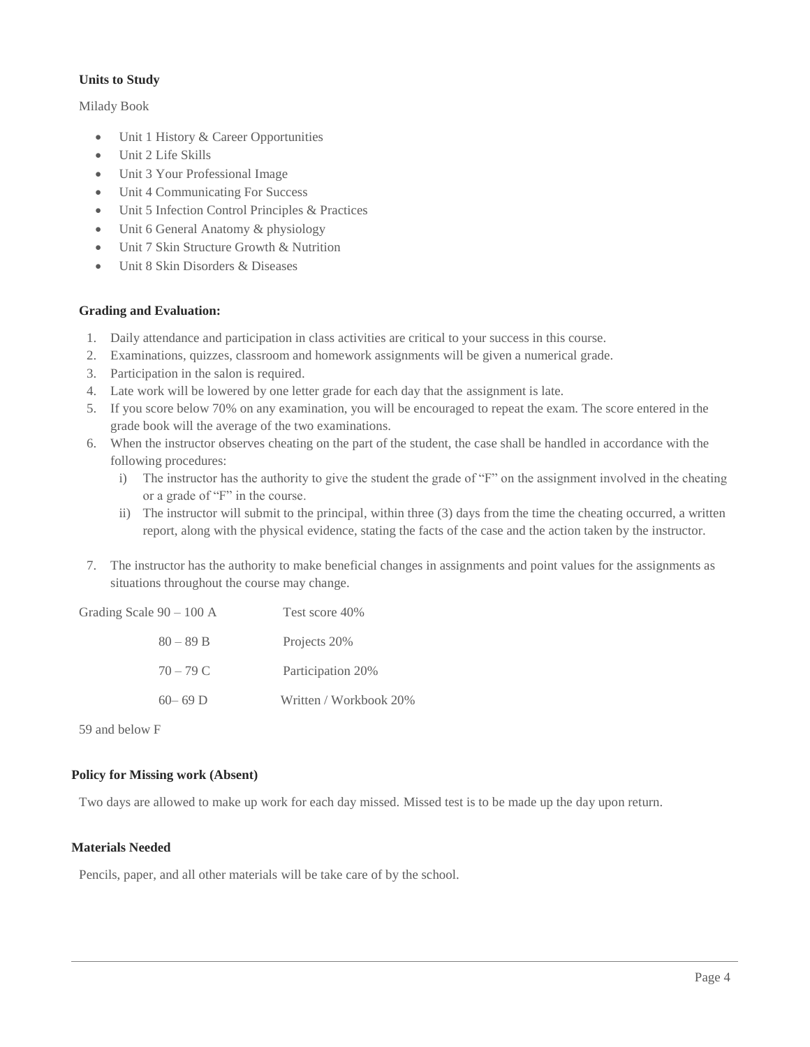**Units to Study**

Milady Book

- Unit 1 History & Career Opportunities
- Unit 2 Life Skills
- Unit 3 Your Professional Image
- Unit 4 Communicating For Success
- Unit 5 Infection Control Principles & Practices
- Unit 6 General Anatomy & physiology
- Unit 7 Skin Structure Growth & Nutrition
- Unit 8 Skin Disorders & Diseases

**Grading and Evaluation:**

1. Daily attendance and participation in class activities are critical to your success in this course.
2. Examinations, quizzes, classroom and homework assignments will be given a numerical grade.
3. Participation in the salon is required.
4. Late work will be lowered by one letter grade for each day that the assignment is late.
5. If you score below 70% on any examination, you will be encouraged to repeat the exam. The score entered in the grade book will the average of the two examinations.
6. When the instructor observes cheating on the part of the student, the case shall be handled in accordance with the following procedures:
   i) The instructor has the authority to give the student the grade of "F" on the assignment involved in the cheating or a grade of "F" in the course.
   ii) The instructor will submit to the principal, within three (3) days from the time the cheating occurred, a written report, along with the physical evidence, stating the facts of the case and the action taken by the instructor.
7. The instructor has the authority to make beneficial changes in assignments and point values for the assignments as situations throughout the course may change.

| Grading Scale | | |
|---|---|---|
| 90 – 100 | A | Test score 40% |
| 80 – 89 | B | Projects 20% |
| 70 – 79 | C | Participation 20% |
| 60– 69 | D | Written / Workbook 20% |
| 59 and below | F | |

**Policy for Missing work (Absent)**

Two days are allowed to make up work for each day missed. Missed test is to be made up the day upon return.

**Materials Needed**

Pencils, paper, and all other materials will be take care of by the school.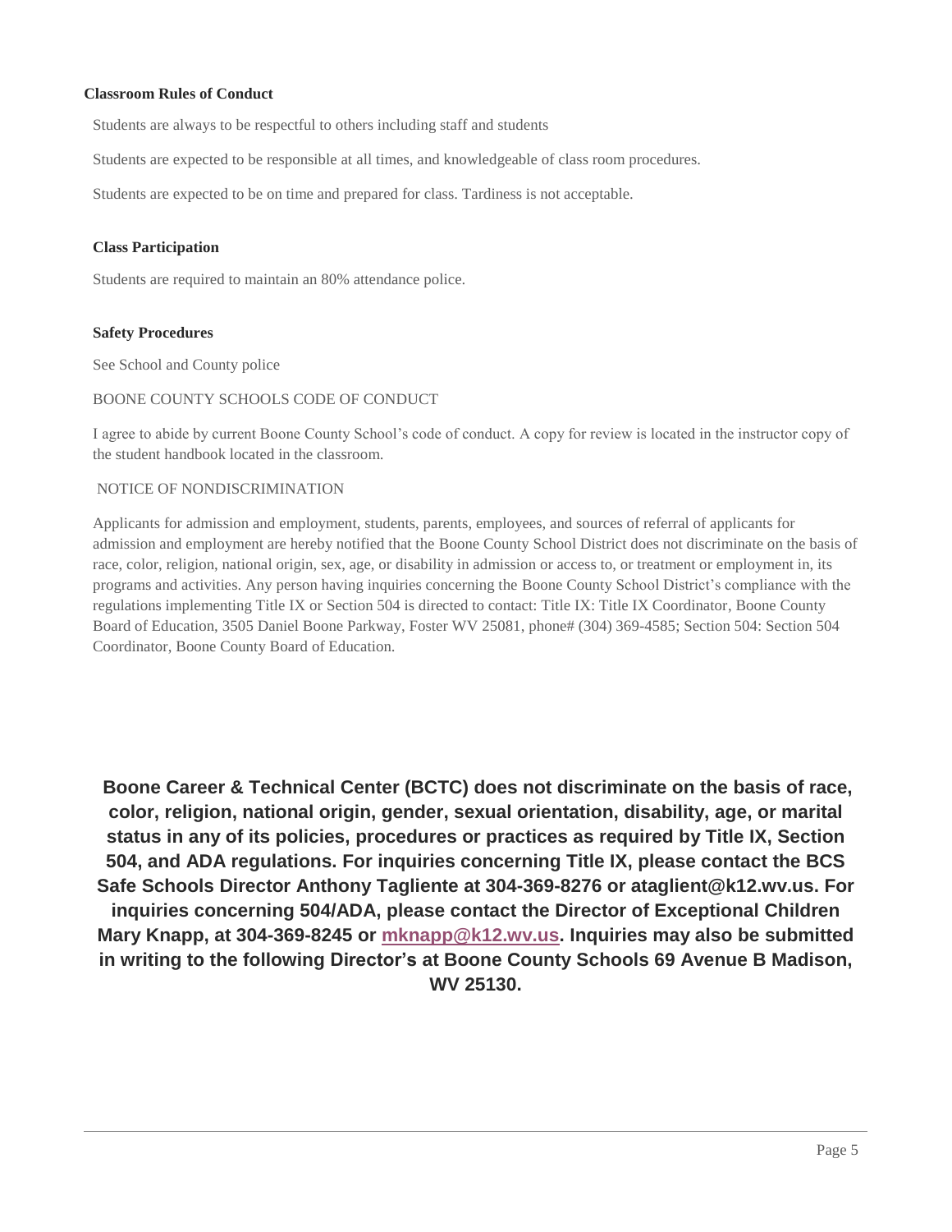**Classroom Rules of Conduct**

Students are always to be respectful to others including staff and students

Students are expected to be responsible at all times, and knowledgeable of class room procedures.

Students are expected to be on time and prepared for class. Tardiness is not acceptable.

**Class Participation**

Students are required to maintain an 80% attendance police.

**Safety Procedures**

See School and County police

BOONE COUNTY SCHOOLS CODE OF CONDUCT

I agree to abide by current Boone County School's code of conduct. A copy for review is located in the instructor copy of the student handbook located in the classroom.

NOTICE OF NONDISCRIMINATION

Applicants for admission and employment, students, parents, employees, and sources of referral of applicants for admission and employment are hereby notified that the Boone County School District does not discriminate on the basis of race, color, religion, national origin, sex, age, or disability in admission or access to, or treatment or employment in, its programs and activities. Any person having inquiries concerning the Boone County School District's compliance with the regulations implementing Title IX or Section 504 is directed to contact: Title IX: Title IX Coordinator, Boone County Board of Education, 3505 Daniel Boone Parkway, Foster WV 25081, phone# (304) 369-4585; Section 504: Section 504 Coordinator, Boone County Board of Education.

**Boone Career & Technical Center (BCTC) does not discriminate on the basis of race, color, religion, national origin, gender, sexual orientation, disability, age, or marital status in any of its policies, procedures or practices as required by Title IX, Section 504, and ADA regulations. For inquiries concerning Title IX, please contact the BCS Safe Schools Director Anthony Tagliente at 304-369-8276 or ataglient@k12.wv.us. For inquiries concerning 504/ADA, please contact the Director of Exceptional Children Mary Knapp, at 304-369-8245 or [mknapp@k12.wv.us](mailto:mknapp@k12.wv.us). Inquiries may also be submitted in writing to the following Director's at Boone County Schools 69 Avenue B Madison, WV 25130.**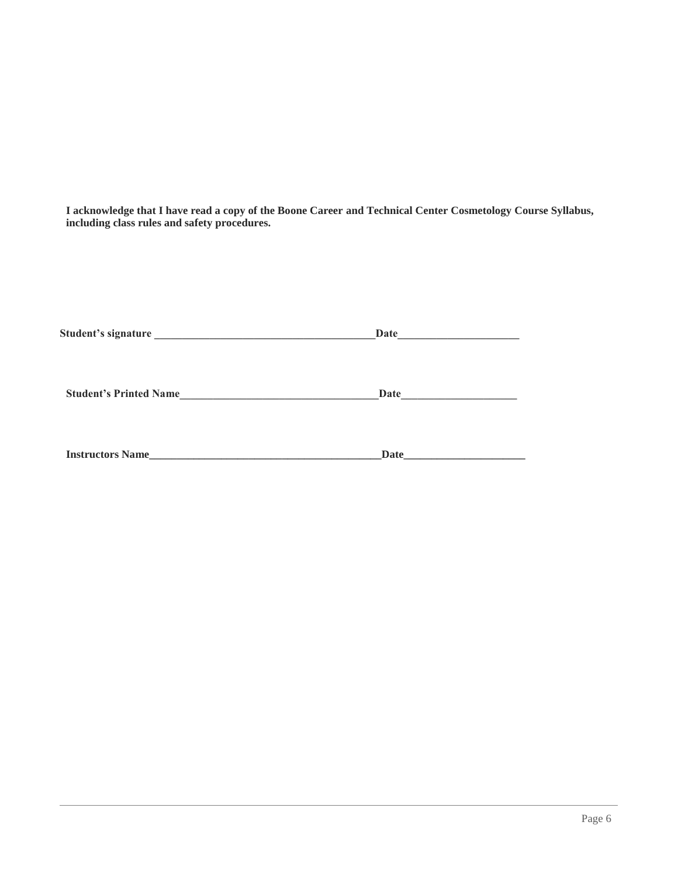**I acknowledge that I have read a copy of the Boone Career and Technical Center Cosmetology Course Syllabus, including class rules and safety procedures.**

**Student's signature ________________________________________Date______________________**

**Student's Printed Name____________________________________Date_____________________**

**Instructors Name__________________________________________Date______________________**